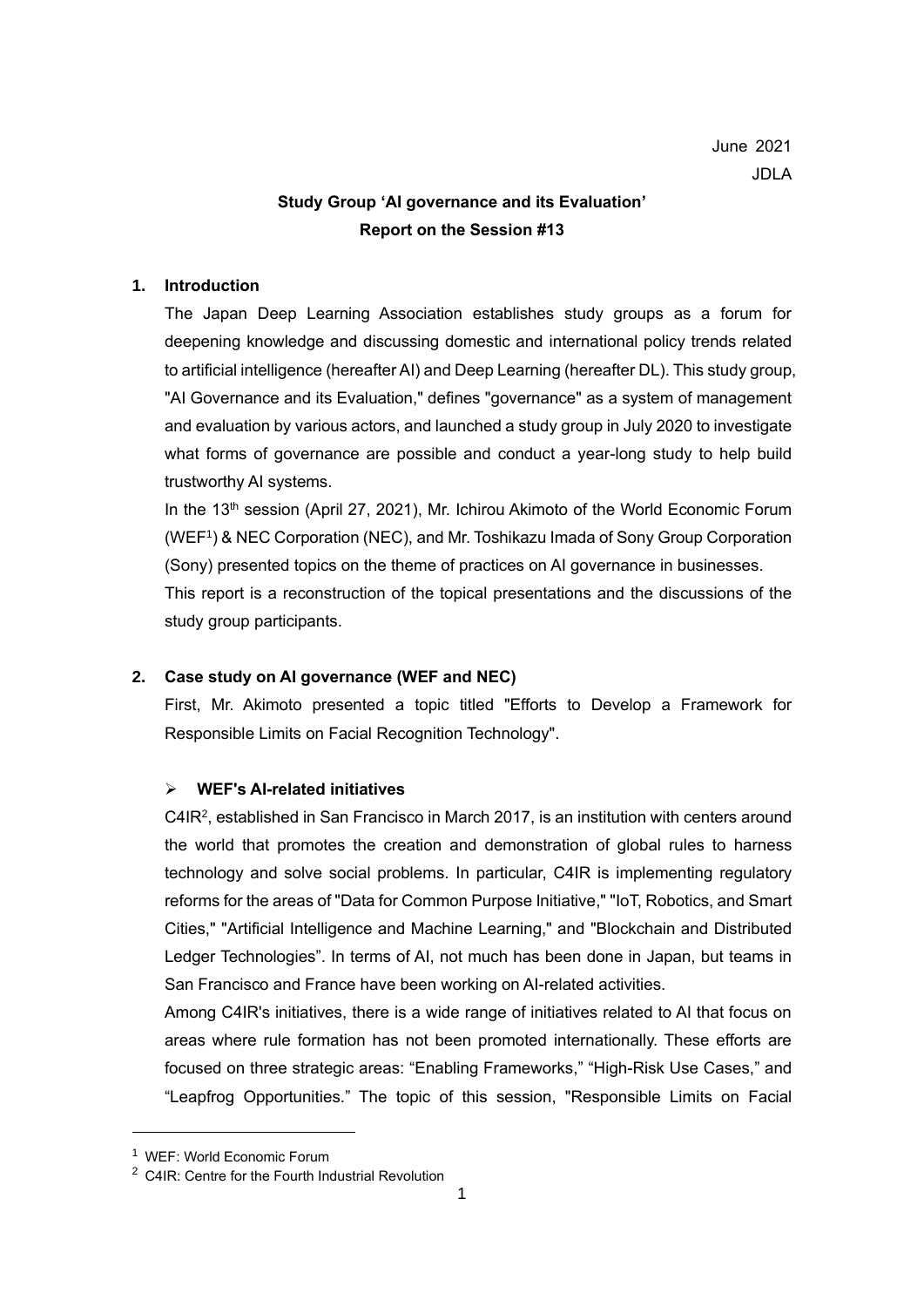June 2021

JDLA

**Study Group 'AI governance and its Evaluation'**
**Report on the Session #13**

## 1. Introduction

The Japan Deep Learning Association establishes study groups as a forum for deepening knowledge and discussing domestic and international policy trends related to artificial intelligence (hereafter AI) and Deep Learning (hereafter DL). This study group, "AI Governance and its Evaluation," defines "governance" as a system of management and evaluation by various actors, and launched a study group in July 2020 to investigate what forms of governance are possible and conduct a year-long study to help build trustworthy AI systems.

In the 13th session (April 27, 2021), Mr. Ichirou Akimoto of the World Economic Forum (WEF[1]) & NEC Corporation (NEC), and Mr. Toshikazu Imada of Sony Group Corporation (Sony) presented topics on the theme of practices on AI governance in businesses.

This report is a reconstruction of the topical presentations and the discussions of the study group participants.

## 2. Case study on AI governance (WEF and NEC)

First, Mr. Akimoto presented a topic titled "Efforts to Develop a Framework for Responsible Limits on Facial Recognition Technology".

- **WEF's AI-related initiatives**

C4IR[2], established in San Francisco in March 2017, is an institution with centers around the world that promotes the creation and demonstration of global rules to harness technology and solve social problems. In particular, C4IR is implementing regulatory reforms for the areas of "Data for Common Purpose Initiative," "IoT, Robotics, and Smart Cities," "Artificial Intelligence and Machine Learning," and "Blockchain and Distributed Ledger Technologies". In terms of AI, not much has been done in Japan, but teams in San Francisco and France have been working on AI-related activities.

Among C4IR's initiatives, there is a wide range of initiatives related to AI that focus on areas where rule formation has not been promoted internationally. These efforts are focused on three strategic areas: "Enabling Frameworks," "High-Risk Use Cases," and "Leapfrog Opportunities." The topic of this session, "Responsible Limits on Facial

---

[1] WEF: World Economic Forum

[2] C4IR: Centre for the Fourth Industrial Revolution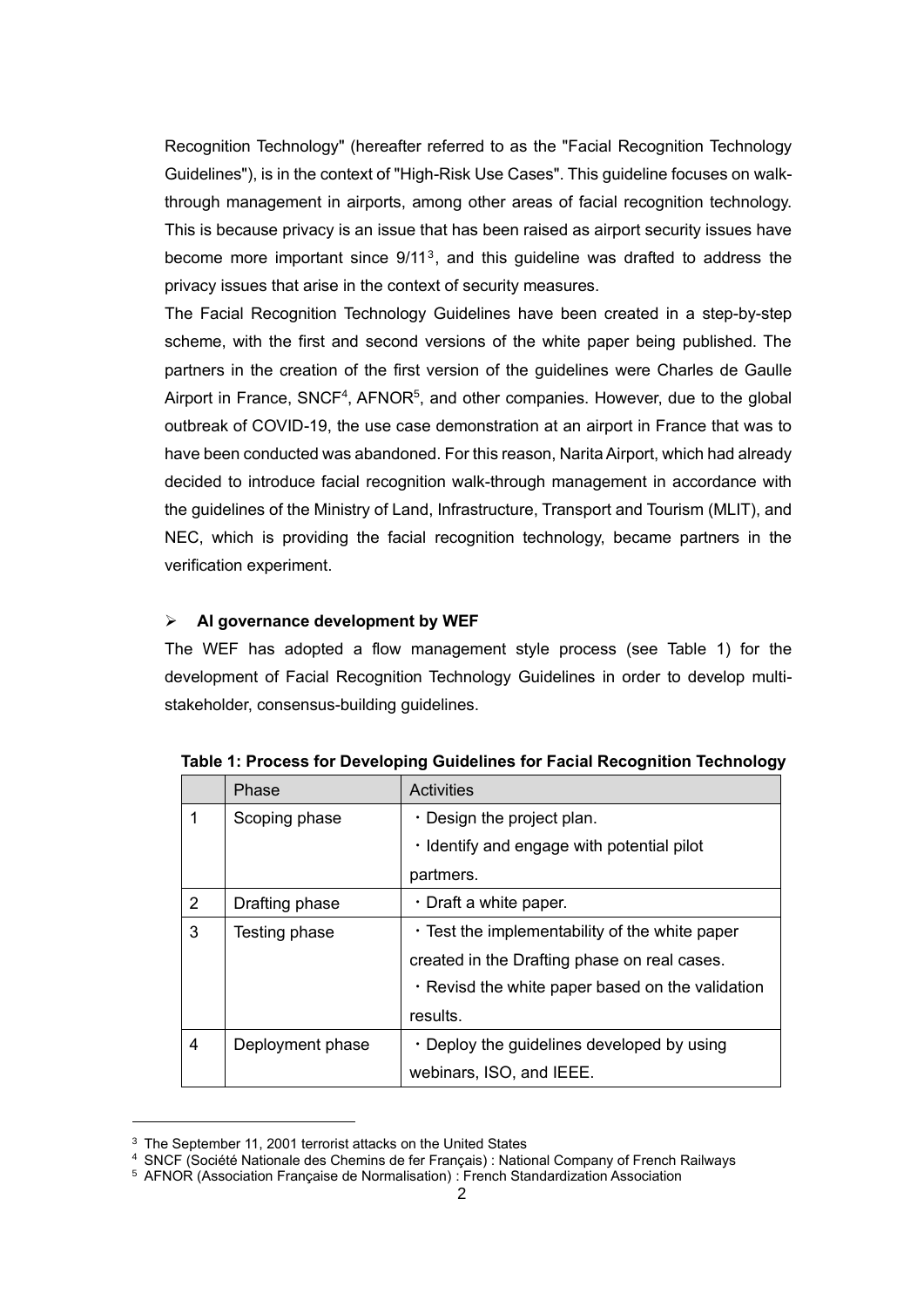Recognition Technology" (hereafter referred to as the "Facial Recognition Technology Guidelines"), is in the context of "High-Risk Use Cases". This guideline focuses on walk-through management in airports, among other areas of facial recognition technology. This is because privacy is an issue that has been raised as airport security issues have become more important since 9/11[3], and this guideline was drafted to address the privacy issues that arise in the context of security measures.

The Facial Recognition Technology Guidelines have been created in a step-by-step scheme, with the first and second versions of the white paper being published. The partners in the creation of the first version of the guidelines were Charles de Gaulle Airport in France, SNCF[4], AFNOR[5], and other companies. However, due to the global outbreak of COVID-19, the use case demonstration at an airport in France that was to have been conducted was abandoned. For this reason, Narita Airport, which had already decided to introduce facial recognition walk-through management in accordance with the guidelines of the Ministry of Land, Infrastructure, Transport and Tourism (MLIT), and NEC, which is providing the facial recognition technology, became partners in the verification experiment.

- **AI governance development by WEF**

The WEF has adopted a flow management style process (see Table 1) for the development of Facial Recognition Technology Guidelines in order to develop multi-stakeholder, consensus-building guidelines.

**Table 1: Process for Developing Guidelines for Facial Recognition Technology**

| | Phase | Activities |
|---|---|---|
| 1 | Scoping phase | ・Design the project plan.<br>・Identify and engage with potential pilot partmers. |
| 2 | Drafting phase | ・Draft a white paper. |
| 3 | Testing phase | ・Test the implementability of the white paper created in the Drafting phase on real cases.<br>・Revisd the white paper based on the validation results. |
| 4 | Deployment phase | ・Deploy the guidelines developed by using webinars, ISO, and IEEE. |

[3] The September 11, 2001 terrorist attacks on the United States

[4] SNCF (Société Nationale des Chemins de fer Français) : National Company of French Railways

[5] AFNOR (Association Française de Normalisation) : French Standardization Association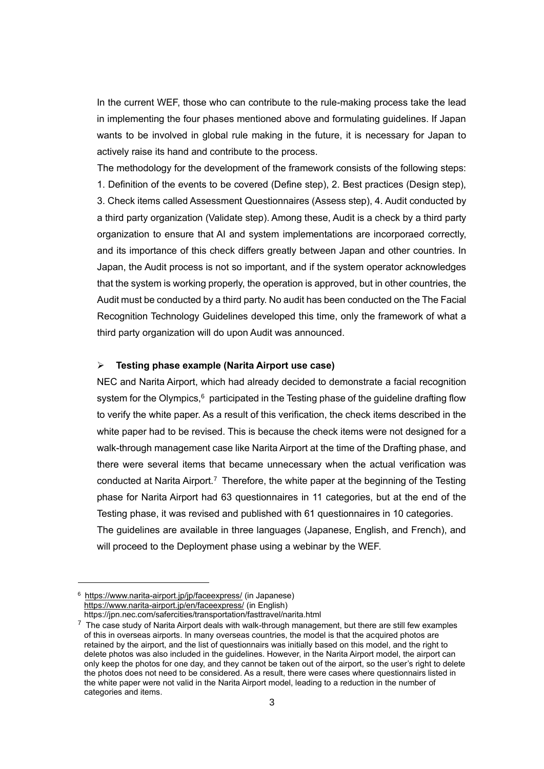In the current WEF, those who can contribute to the rule-making process take the lead in implementing the four phases mentioned above and formulating guidelines. If Japan wants to be involved in global rule making in the future, it is necessary for Japan to actively raise its hand and contribute to the process.

The methodology for the development of the framework consists of the following steps: 1. Definition of the events to be covered (Define step), 2. Best practices (Design step), 3. Check items called Assessment Questionnaires (Assess step), 4. Audit conducted by a third party organization (Validate step). Among these, Audit is a check by a third party organization to ensure that AI and system implementations are incorporaed correctly, and its importance of this check differs greatly between Japan and other countries. In Japan, the Audit process is not so important, and if the system operator acknowledges that the system is working properly, the operation is approved, but in other countries, the Audit must be conducted by a third party. No audit has been conducted on the The Facial Recognition Technology Guidelines developed this time, only the framework of what a third party organization will do upon Audit was announced.

- **Testing phase example (Narita Airport use case)**

NEC and Narita Airport, which had already decided to demonstrate a facial recognition system for the Olympics,[6] participated in the Testing phase of the guideline drafting flow to verify the white paper. As a result of this verification, the check items described in the white paper had to be revised. This is because the check items were not designed for a walk-through management case like Narita Airport at the time of the Drafting phase, and there were several items that became unnecessary when the actual verification was conducted at Narita Airport.[7] Therefore, the white paper at the beginning of the Testing phase for Narita Airport had 63 questionnaires in 11 categories, but at the end of the Testing phase, it was revised and published with 61 questionnaires in 10 categories.

The guidelines are available in three languages (Japanese, English, and French), and will proceed to the Deployment phase using a webinar by the WEF.

---

[6] https://www.narita-airport.jp/jp/faceexpress/ (in Japanese)
https://www.narita-airport.jp/en/faceexpress/ (in English)
https://jpn.nec.com/safercities/transportation/fasttravel/narita.html

[7] The case study of Narita Airport deals with walk-through management, but there are still few examples of this in overseas airports. In many overseas countries, the model is that the acquired photos are retained by the airport, and the list of questionnairs was initially based on this model, and the right to delete photos was also included in the guidelines. However, in the Narita Airport model, the airport can only keep the photos for one day, and they cannot be taken out of the airport, so the user's right to delete the photos does not need to be considered. As a result, there were cases where questionnairs listed in the white paper were not valid in the Narita Airport model, leading to a reduction in the number of categories and items.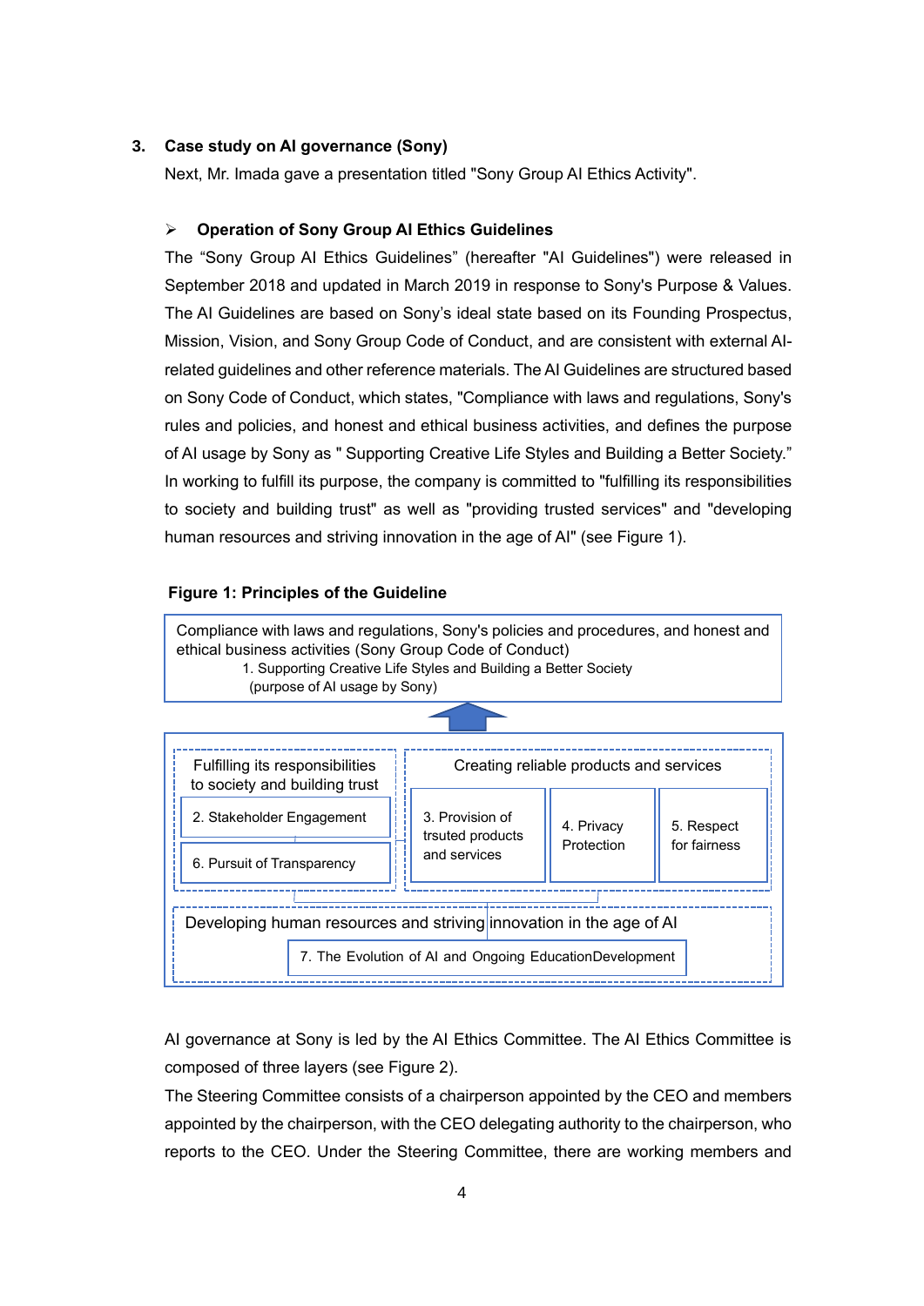## 3. Case study on AI governance (Sony)

Next, Mr. Imada gave a presentation titled "Sony Group AI Ethics Activity".

### ➢ Operation of Sony Group AI Ethics Guidelines

The “Sony Group AI Ethics Guidelines” (hereafter "AI Guidelines") were released in September 2018 and updated in March 2019 in response to Sony's Purpose & Values. The AI Guidelines are based on Sony’s ideal state based on its Founding Prospectus, Mission, Vision, and Sony Group Code of Conduct, and are consistent with external AI-related guidelines and other reference materials. The AI Guidelines are structured based on Sony Code of Conduct, which states, "Compliance with laws and regulations, Sony's rules and policies, and honest and ethical business activities, and defines the purpose of AI usage by Sony as " Supporting Creative Life Styles and Building a Better Society.” In working to fulfill its purpose, the company is committed to "fulfilling its responsibilities to society and building trust" as well as "providing trusted services" and "developing human resources and striving innovation in the age of AI" (see Figure 1).

**Figure 1: Principles of the Guideline**

Compliance with laws and regulations, Sony's policies and procedures, and honest and ethical business activities (Sony Group Code of Conduct)
1. Supporting Creative Life Styles and Building a Better Society (purpose of AI usage by Sony)

Fulfilling its responsibilities to society and building trust
- 2. Stakeholder Engagement
- 6. Pursuit of Transparency

Creating reliable products and services
- 3. Provision of trsuted products and services
- 4. Privacy Protection
- 5. Respect for fairness

Developing human resources and striving innovation in the age of AI
- 7. The Evolution of AI and Ongoing EducationDevelopment

AI governance at Sony is led by the AI Ethics Committee. The AI Ethics Committee is composed of three layers (see Figure 2).

The Steering Committee consists of a chairperson appointed by the CEO and members appointed by the chairperson, with the CEO delegating authority to the chairperson, who reports to the CEO. Under the Steering Committee, there are working members and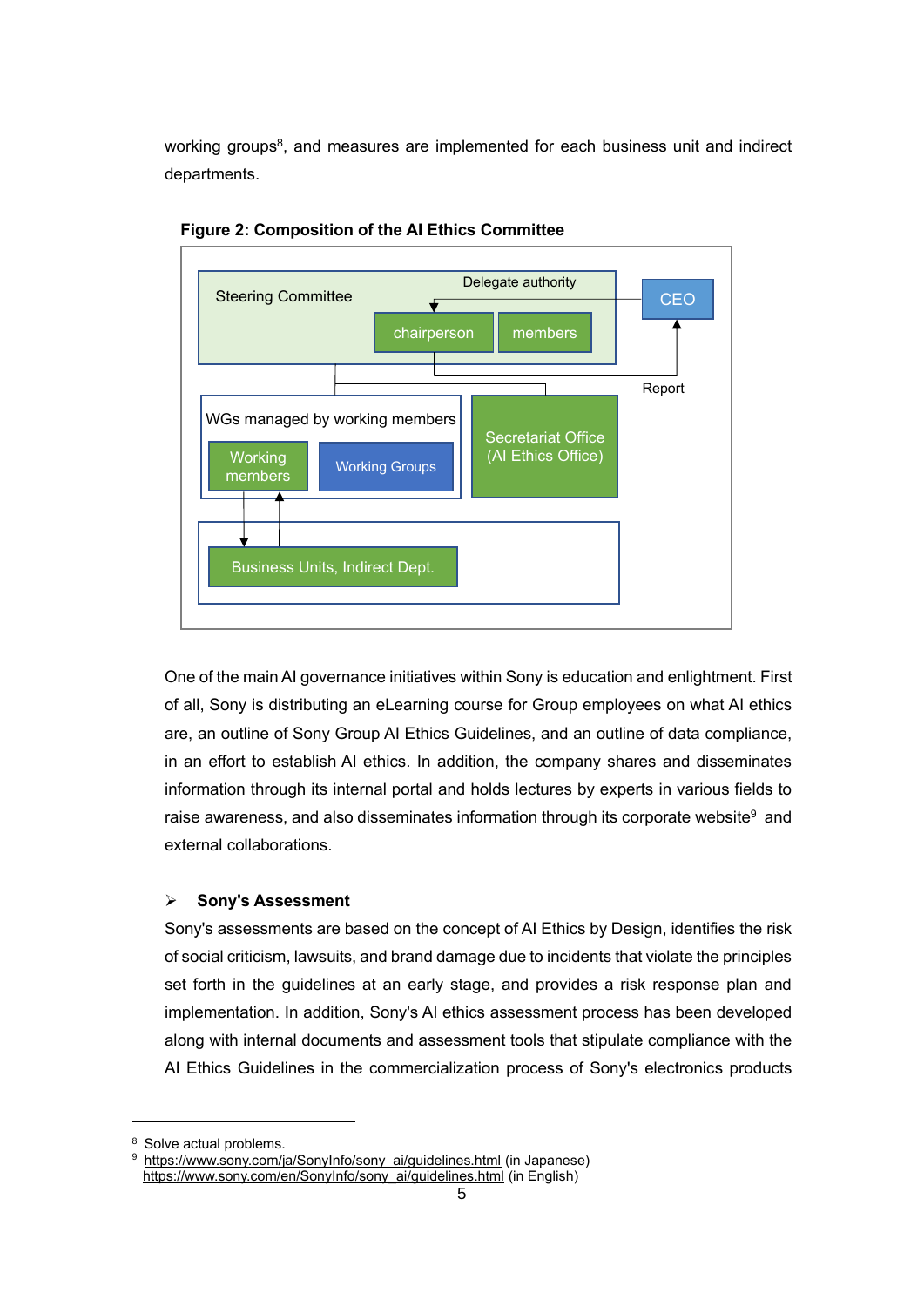working groups[8], and measures are implemented for each business unit and indirect departments.

**Figure 2: Composition of the AI Ethics Committee**

Steering Committee

Delegate authority

chairperson

members

CEO

Report

WGs managed by working members

Working members

Working Groups

Secretariat Office (AI Ethics Office)

Business Units, Indirect Dept.

One of the main AI governance initiatives within Sony is education and enlightment. First of all, Sony is distributing an eLearning course for Group employees on what AI ethics are, an outline of Sony Group AI Ethics Guidelines, and an outline of data compliance, in an effort to establish AI ethics. In addition, the company shares and disseminates information through its internal portal and holds lectures by experts in various fields to raise awareness, and also disseminates information through its corporate website[9] and external collaborations.

- **Sony's Assessment**

Sony's assessments are based on the concept of AI Ethics by Design, identifies the risk of social criticism, lawsuits, and brand damage due to incidents that violate the principles set forth in the guidelines at an early stage, and provides a risk response plan and implementation. In addition, Sony's AI ethics assessment process has been developed along with internal documents and assessment tools that stipulate compliance with the AI Ethics Guidelines in the commercialization process of Sony's electronics products

---

[8] Solve actual problems.

[9] https://www.sony.com/ja/SonyInfo/sony_ai/guidelines.html (in Japanese)
https://www.sony.com/en/SonyInfo/sony_ai/guidelines.html (in English)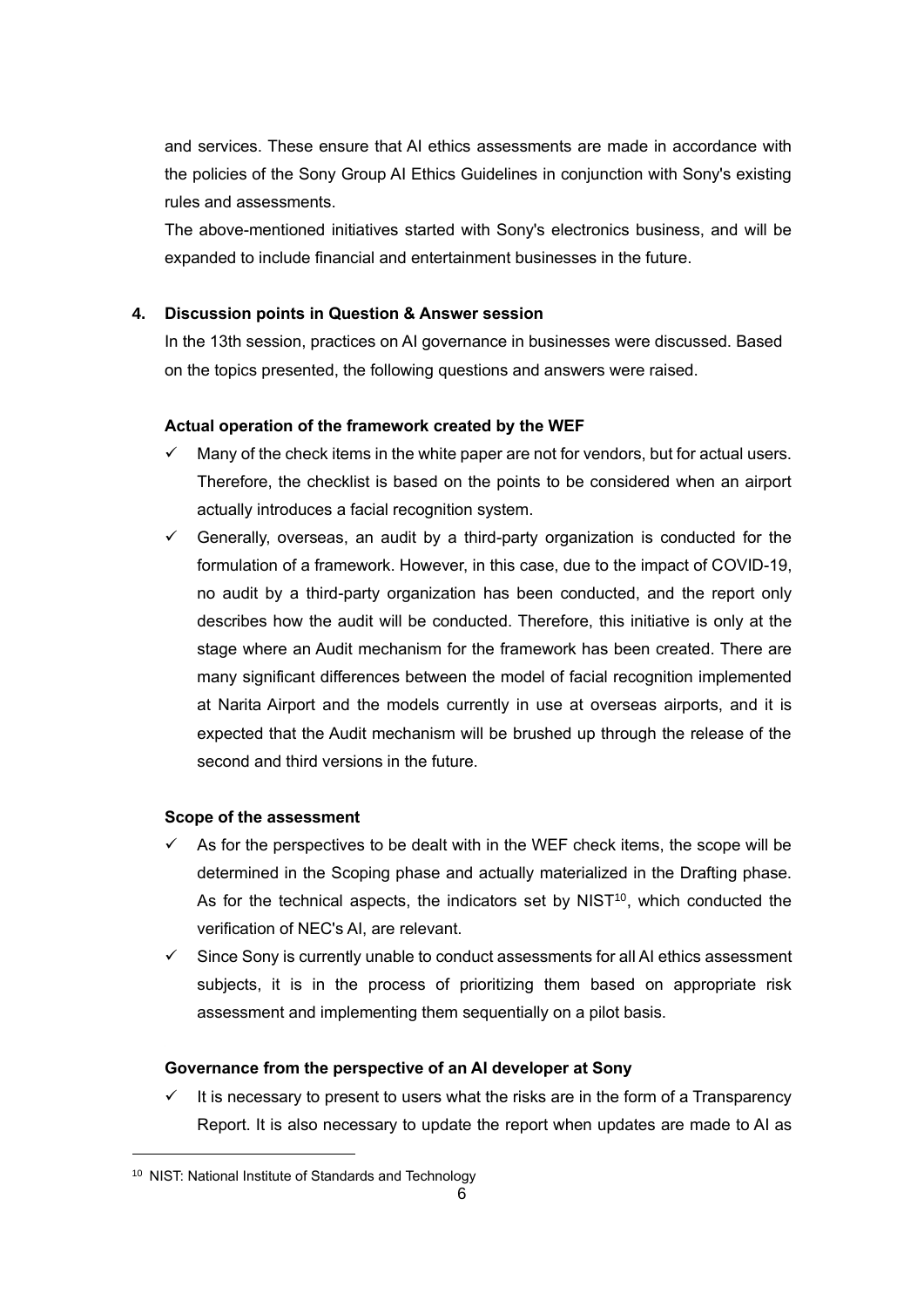and services. These ensure that AI ethics assessments are made in accordance with the policies of the Sony Group AI Ethics Guidelines in conjunction with Sony's existing rules and assessments.

The above-mentioned initiatives started with Sony's electronics business, and will be expanded to include financial and entertainment businesses in the future.

## 4. Discussion points in Question & Answer session

In the 13th session, practices on AI governance in businesses were discussed. Based on the topics presented, the following questions and answers were raised.

**Actual operation of the framework created by the WEF**

- ✓ Many of the check items in the white paper are not for vendors, but for actual users. Therefore, the checklist is based on the points to be considered when an airport actually introduces a facial recognition system.
- ✓ Generally, overseas, an audit by a third-party organization is conducted for the formulation of a framework. However, in this case, due to the impact of COVID-19, no audit by a third-party organization has been conducted, and the report only describes how the audit will be conducted. Therefore, this initiative is only at the stage where an Audit mechanism for the framework has been created. There are many significant differences between the model of facial recognition implemented at Narita Airport and the models currently in use at overseas airports, and it is expected that the Audit mechanism will be brushed up through the release of the second and third versions in the future.

**Scope of the assessment**

- ✓ As for the perspectives to be dealt with in the WEF check items, the scope will be determined in the Scoping phase and actually materialized in the Drafting phase. As for the technical aspects, the indicators set by NIST[10], which conducted the verification of NEC's AI, are relevant.
- ✓ Since Sony is currently unable to conduct assessments for all AI ethics assessment subjects, it is in the process of prioritizing them based on appropriate risk assessment and implementing them sequentially on a pilot basis.

**Governance from the perspective of an AI developer at Sony**

- ✓ It is necessary to present to users what the risks are in the form of a Transparency Report. It is also necessary to update the report when updates are made to AI as

[10] NIST: National Institute of Standards and Technology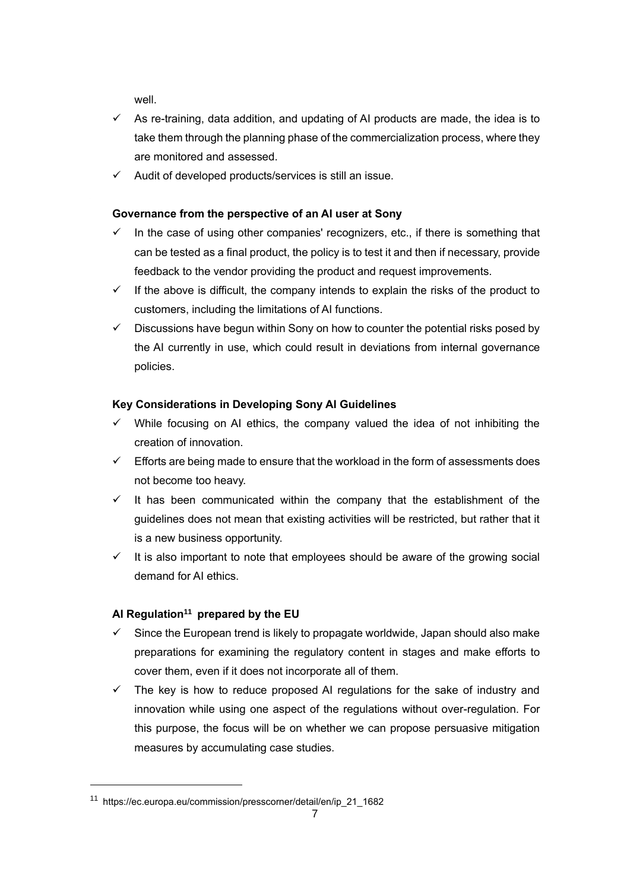well.

- ✓ As re-training, data addition, and updating of AI products are made, the idea is to take them through the planning phase of the commercialization process, where they are monitored and assessed.
- ✓ Audit of developed products/services is still an issue.

**Governance from the perspective of an AI user at Sony**

- ✓ In the case of using other companies' recognizers, etc., if there is something that can be tested as a final product, the policy is to test it and then if necessary, provide feedback to the vendor providing the product and request improvements.
- ✓ If the above is difficult, the company intends to explain the risks of the product to customers, including the limitations of AI functions.
- ✓ Discussions have begun within Sony on how to counter the potential risks posed by the AI currently in use, which could result in deviations from internal governance policies.

**Key Considerations in Developing Sony AI Guidelines**

- ✓ While focusing on AI ethics, the company valued the idea of not inhibiting the creation of innovation.
- ✓ Efforts are being made to ensure that the workload in the form of assessments does not become too heavy.
- ✓ It has been communicated within the company that the establishment of the guidelines does not mean that existing activities will be restricted, but rather that it is a new business opportunity.
- ✓ It is also important to note that employees should be aware of the growing social demand for AI ethics.

**AI Regulation[11] prepared by the EU**

- ✓ Since the European trend is likely to propagate worldwide, Japan should also make preparations for examining the regulatory content in stages and make efforts to cover them, even if it does not incorporate all of them.
- ✓ The key is how to reduce proposed AI regulations for the sake of industry and innovation while using one aspect of the regulations without over-regulation. For this purpose, the focus will be on whether we can propose persuasive mitigation measures by accumulating case studies.

---

[11] https://ec.europa.eu/commission/presscorner/detail/en/ip_21_1682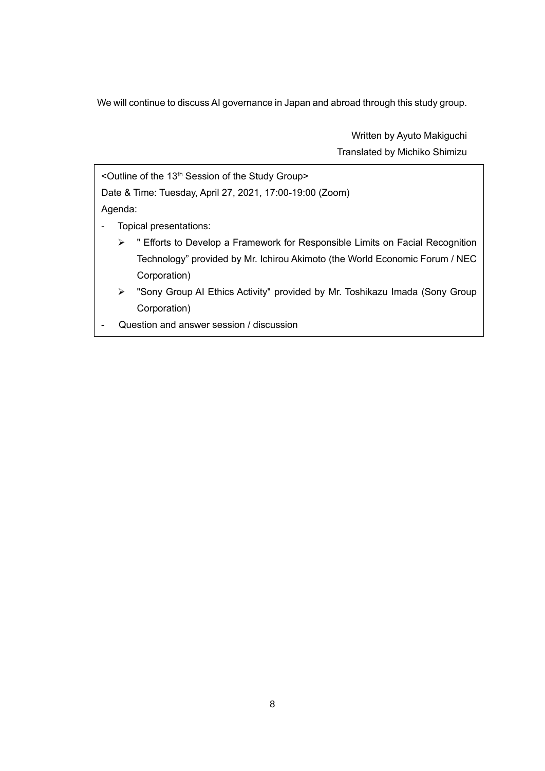We will continue to discuss AI governance in Japan and abroad through this study group.

Written by Ayuto Makiguchi

Translated by Michiko Shimizu

<Outline of the 13th Session of the Study Group>

Date & Time: Tuesday, April 27, 2021, 17:00-19:00 (Zoom)

Agenda:

- Topical presentations:
  - " Efforts to Develop a Framework for Responsible Limits on Facial Recognition Technology" provided by Mr. Ichirou Akimoto (the World Economic Forum / NEC Corporation)
  - "Sony Group AI Ethics Activity" provided by Mr. Toshikazu Imada (Sony Group Corporation)
- Question and answer session / discussion